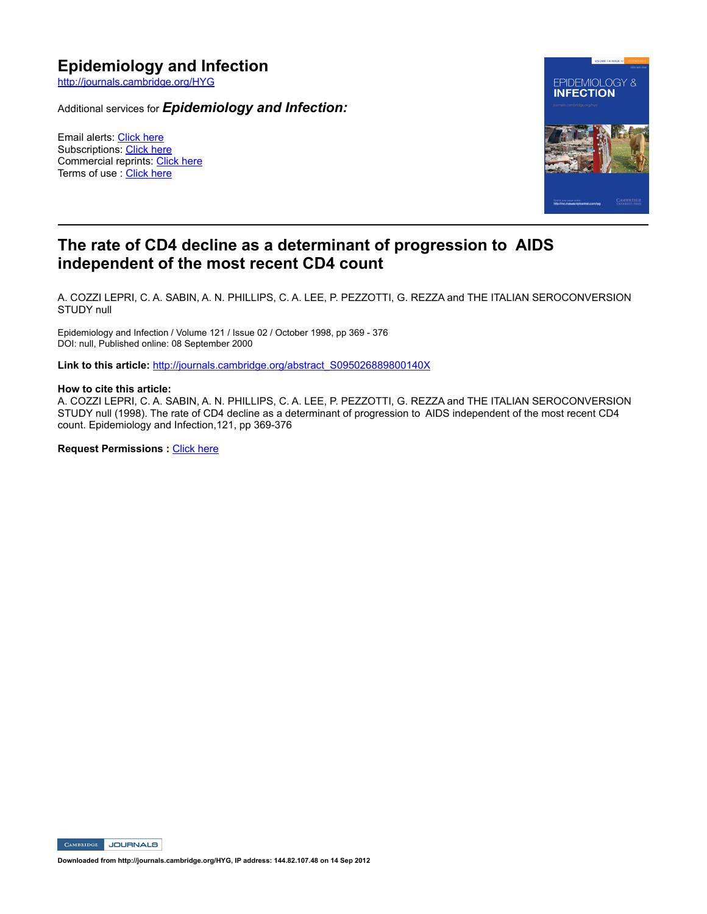# Epidemiology and Infection

http://journals.cambridge.org/HYG

Additional services for ***Epidemiology and Infection:***

Email alerts: Click here
Subscriptions: Click here
Commercial reprints: Click here
Terms of use : Click here

---

## The rate of CD4 decline as a determinant of progression to AIDS independent of the most recent CD4 count

A. COZZI LEPRI, C. A. SABIN, A. N. PHILLIPS, C. A. LEE, P. PEZZOTTI, G. REZZA and THE ITALIAN SEROCONVERSION STUDY null

Epidemiology and Infection / Volume 121 / Issue 02 / October 1998, pp 369 - 376
DOI: null, Published online: 08 September 2000

**Link to this article:** http://journals.cambridge.org/abstract_S095026889800140X

**How to cite this article:**
A. COZZI LEPRI, C. A. SABIN, A. N. PHILLIPS, C. A. LEE, P. PEZZOTTI, G. REZZA and THE ITALIAN SEROCONVERSION STUDY null (1998). The rate of CD4 decline as a determinant of progression to AIDS independent of the most recent CD4 count. Epidemiology and Infection,121, pp 369-376

**Request Permissions :** Click here

Downloaded from http://journals.cambridge.org/HYG, IP address: 144.82.107.48 on 14 Sep 2012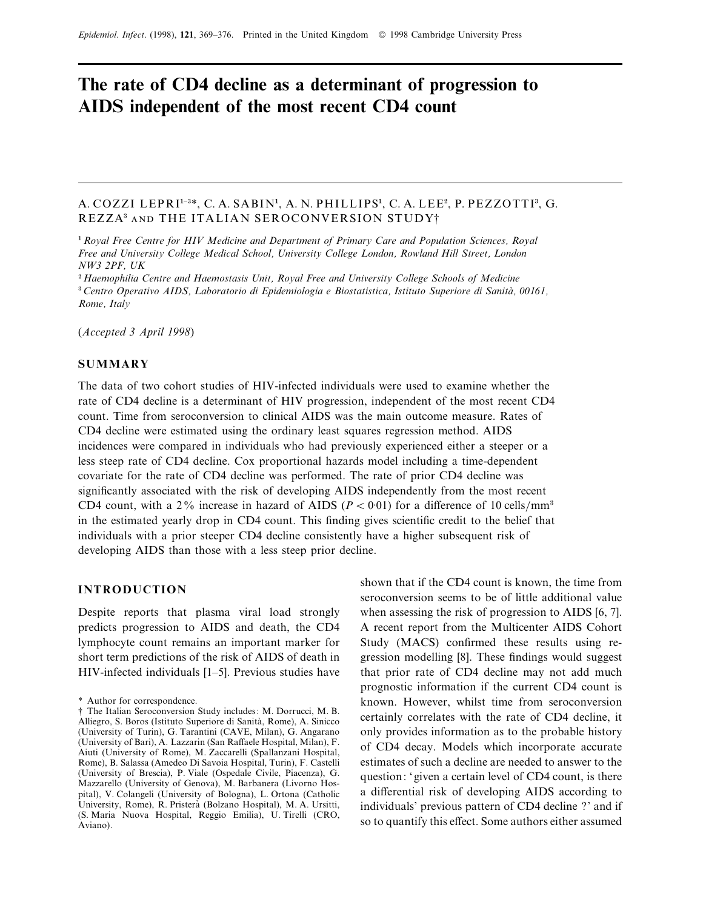# The rate of CD4 decline as a determinant of progression to AIDS independent of the most recent CD4 count

A. COZZI LEPRI[1–3]*, C. A. SABIN[1], A. N. PHILLIPS[1], C. A. LEE[2], P. PEZZOTTI[3], G. REZZA[3] AND THE ITALIAN SEROCONVERSION STUDY†

[1] *Royal Free Centre for HIV Medicine and Department of Primary Care and Population Sciences, Royal Free and University College Medical School, University College London, Rowland Hill Street, London NW3 2PF, UK*

[2] *Haemophilia Centre and Haemostasis Unit, Royal Free and University College Schools of Medicine*

[3] *Centro Operativo AIDS, Laboratorio di Epidemiologia e Biostatistica, Istituto Superiore di Sanità, 00161, Rome, Italy*

(*Accepted 3 April 1998*)

## SUMMARY

The data of two cohort studies of HIV-infected individuals were used to examine whether the rate of CD4 decline is a determinant of HIV progression, independent of the most recent CD4 count. Time from seroconversion to clinical AIDS was the main outcome measure. Rates of CD4 decline were estimated using the ordinary least squares regression method. AIDS incidences were compared in individuals who had previously experienced either a steeper or a less steep rate of CD4 decline. Cox proportional hazards model including a time-dependent covariate for the rate of CD4 decline was performed. The rate of prior CD4 decline was significantly associated with the risk of developing AIDS independently from the most recent CD4 count, with a 2% increase in hazard of AIDS ($P < 0{\cdot}01$) for a difference of 10 cells/mm$^3$ in the estimated yearly drop in CD4 count. This finding gives scientific credit to the belief that individuals with a prior steeper CD4 decline consistently have a higher subsequent risk of developing AIDS than those with a less steep prior decline.

## INTRODUCTION

Despite reports that plasma viral load strongly predicts progression to AIDS and death, the CD4 lymphocyte count remains an important marker for short term predictions of the risk of AIDS of death in HIV-infected individuals [1–5]. Previous studies have shown that if the CD4 count is known, the time from seroconversion seems to be of little additional value when assessing the risk of progression to AIDS [6, 7]. A recent report from the Multicenter AIDS Cohort Study (MACS) confirmed these results using regression modelling [8]. These findings would suggest that prior rate of CD4 decline may not add much prognostic information if the current CD4 count is known. However, whilst time from seroconversion certainly correlates with the rate of CD4 decline, it only provides information as to the probable history of CD4 decay. Models which incorporate accurate estimates of such a decline are needed to answer to the question: 'given a certain level of CD4 count, is there a differential risk of developing AIDS according to individuals' previous pattern of CD4 decline?' and if so to quantify this effect. Some authors either assumed

\* Author for correspondence.

† The Italian Seroconversion Study includes: M. Dorrucci, M. B. Alliegro, S. Boros (Istituto Superiore di Sanità, Rome), A. Sinicco (University of Turin), G. Tarantini (CAVE, Milan), G. Angarano (University of Bari), A. Lazzarin (San Raffaele Hospital, Milan), F. Aiuti (University of Rome), M. Zaccarelli (Spallanzani Hospital, Rome), B. Salassa (Amedeo Di Savoia Hospital, Turin), F. Castelli (University of Brescia), P. Viale (Ospedale Civile, Piacenza), G. Mazzarello (University of Genova), M. Barbanera (Livorno Hospital), V. Colangeli (University of Bologna), L. Ortona (Catholic University, Rome), R. Pristerà (Bolzano Hospital), M. A. Ursitti, (S. Maria Nuova Hospital, Reggio Emilia), U. Tirelli (CRO, Aviano).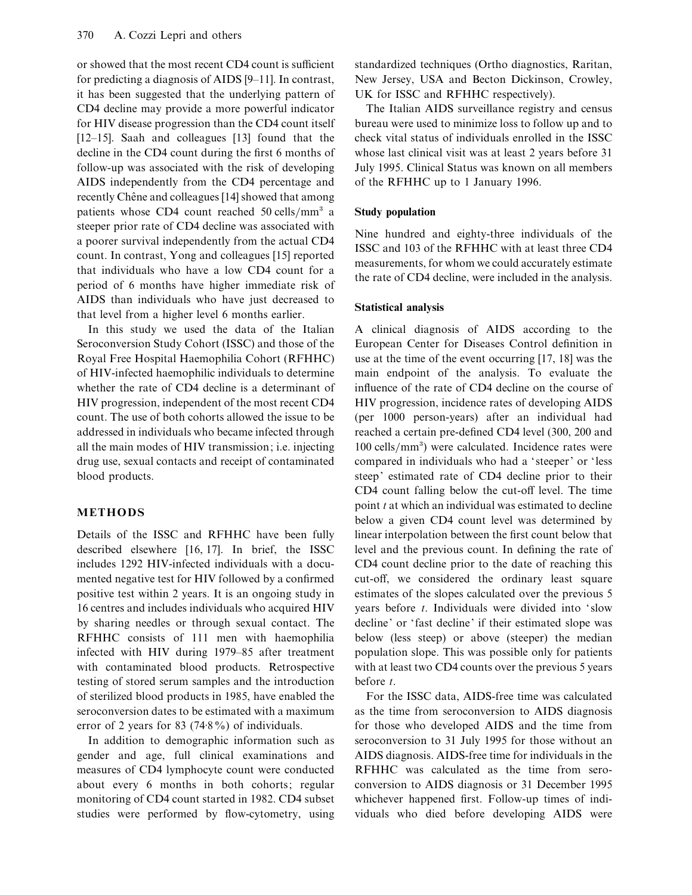or showed that the most recent CD4 count is sufficient for predicting a diagnosis of AIDS [9–11]. In contrast, it has been suggested that the underlying pattern of CD4 decline may provide a more powerful indicator for HIV disease progression than the CD4 count itself [12–15]. Saah and colleagues [13] found that the decline in the CD4 count during the first 6 months of follow-up was associated with the risk of developing AIDS independently from the CD4 percentage and recently Chêne and colleagues [14] showed that among patients whose CD4 count reached 50 cells/mm$^3$ a steeper prior rate of CD4 decline was associated with a poorer survival independently from the actual CD4 count. In contrast, Yong and colleagues [15] reported that individuals who have a low CD4 count for a period of 6 months have higher immediate risk of AIDS than individuals who have just decreased to that level from a higher level 6 months earlier.

In this study we used the data of the Italian Seroconversion Study Cohort (ISSC) and those of the Royal Free Hospital Haemophilia Cohort (RFHHC) of HIV-infected haemophilic individuals to determine whether the rate of CD4 decline is a determinant of HIV progression, independent of the most recent CD4 count. The use of both cohorts allowed the issue to be addressed in individuals who became infected through all the main modes of HIV transmission; i.e. injecting drug use, sexual contacts and receipt of contaminated blood products.

## METHODS

Details of the ISSC and RFHHC have been fully described elsewhere [16, 17]. In brief, the ISSC includes 1292 HIV-infected individuals with a documented negative test for HIV followed by a confirmed positive test within 2 years. It is an ongoing study in 16 centres and includes individuals who acquired HIV by sharing needles or through sexual contact. The RFHHC consists of 111 men with haemophilia infected with HIV during 1979–85 after treatment with contaminated blood products. Retrospective testing of stored serum samples and the introduction of sterilized blood products in 1985, have enabled the seroconversion dates to be estimated with a maximum error of 2 years for 83 (74·8%) of individuals.

In addition to demographic information such as gender and age, full clinical examinations and measures of CD4 lymphocyte count were conducted about every 6 months in both cohorts; regular monitoring of CD4 count started in 1982. CD4 subset studies were performed by flow-cytometry, using standardized techniques (Ortho diagnostics, Raritan, New Jersey, USA and Becton Dickinson, Crowley, UK for ISSC and RFHHC respectively).

The Italian AIDS surveillance registry and census bureau were used to minimize loss to follow up and to check vital status of individuals enrolled in the ISSC whose last clinical visit was at least 2 years before 31 July 1995. Clinical Status was known on all members of the RFHHC up to 1 January 1996.

### Study population

Nine hundred and eighty-three individuals of the ISSC and 103 of the RFHHC with at least three CD4 measurements, for whom we could accurately estimate the rate of CD4 decline, were included in the analysis.

### Statistical analysis

A clinical diagnosis of AIDS according to the European Center for Diseases Control definition in use at the time of the event occurring [17, 18] was the main endpoint of the analysis. To evaluate the influence of the rate of CD4 decline on the course of HIV progression, incidence rates of developing AIDS (per 1000 person-years) after an individual had reached a certain pre-defined CD4 level (300, 200 and 100 cells/mm$^3$) were calculated. Incidence rates were compared in individuals who had a 'steeper' or 'less steep' estimated rate of CD4 decline prior to their CD4 count falling below the cut-off level. The time point $t$ at which an individual was estimated to decline below a given CD4 count level was determined by linear interpolation between the first count below that level and the previous count. In defining the rate of CD4 count decline prior to the date of reaching this cut-off, we considered the ordinary least square estimates of the slopes calculated over the previous 5 years before $t$. Individuals were divided into 'slow decline' or 'fast decline' if their estimated slope was below (less steep) or above (steeper) the median population slope. This was possible only for patients with at least two CD4 counts over the previous 5 years before $t$.

For the ISSC data, AIDS-free time was calculated as the time from seroconversion to AIDS diagnosis for those who developed AIDS and the time from seroconversion to 31 July 1995 for those without an AIDS diagnosis. AIDS-free time for individuals in the RFHHC was calculated as the time from seroconversion to AIDS diagnosis or 31 December 1995 whichever happened first. Follow-up times of individuals who died before developing AIDS were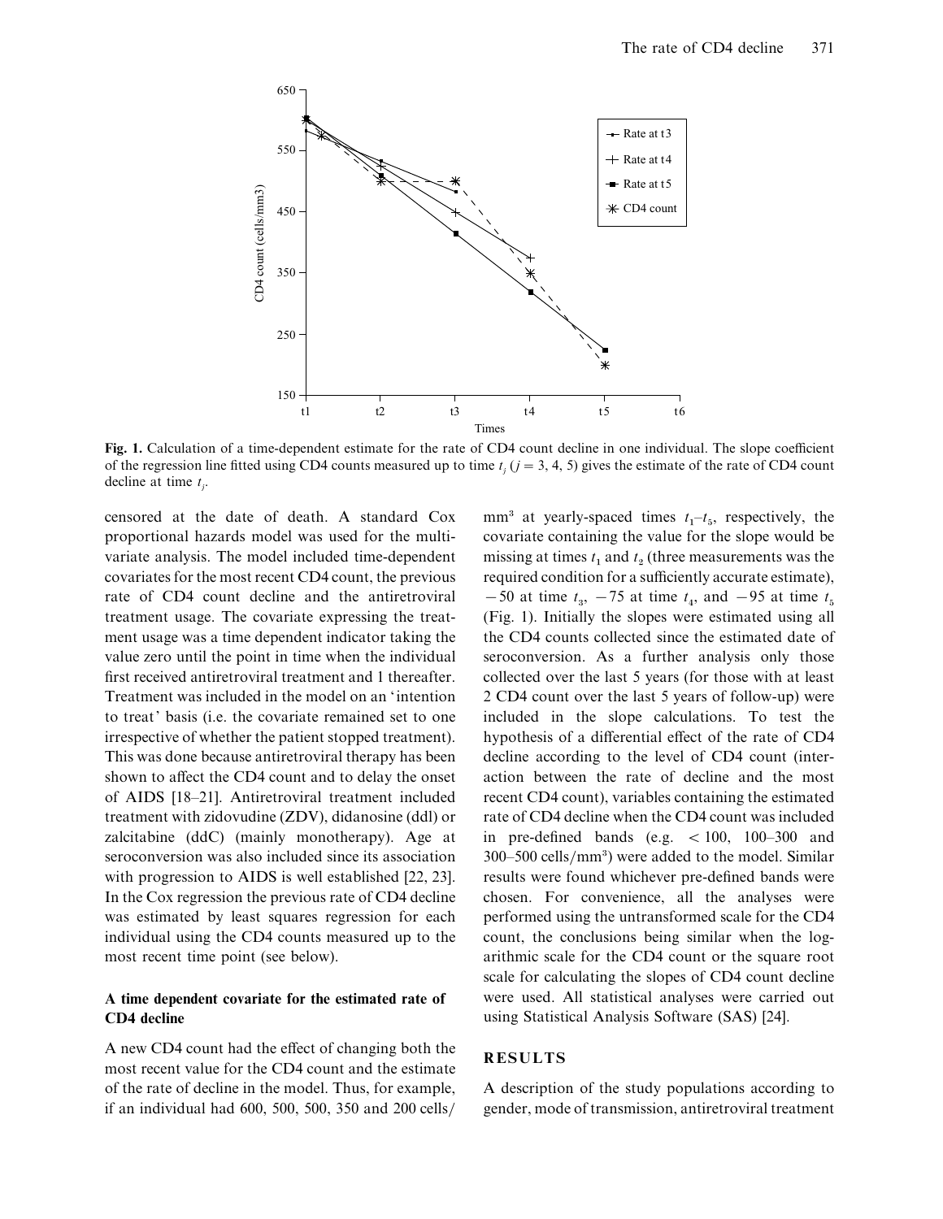Fig. 1. Calculation of a time-dependent estimate for the rate of CD4 count decline in one individual. The slope coefficient of the regression line fitted using CD4 counts measured up to time $t_j$ ($j = 3, 4, 5$) gives the estimate of the rate of CD4 count decline at time $t_j$.

censored at the date of death. A standard Cox proportional hazards model was used for the multivariate analysis. The model included time-dependent covariates for the most recent CD4 count, the previous rate of CD4 count decline and the antiretroviral treatment usage. The covariate expressing the treatment usage was a time dependent indicator taking the value zero until the point in time when the individual first received antiretroviral treatment and 1 thereafter. Treatment was included in the model on an 'intention to treat' basis (i.e. the covariate remained set to one irrespective of whether the patient stopped treatment). This was done because antiretroviral therapy has been shown to affect the CD4 count and to delay the onset of AIDS [18–21]. Antiretroviral treatment included treatment with zidovudine (ZDV), didanosine (ddl) or zalcitabine (ddC) (mainly monotherapy). Age at seroconversion was also included since its association with progression to AIDS is well established [22, 23]. In the Cox regression the previous rate of CD4 decline was estimated by least squares regression for each individual using the CD4 counts measured up to the most recent time point (see below).

### A time dependent covariate for the estimated rate of CD4 decline

A new CD4 count had the effect of changing both the most recent value for the CD4 count and the estimate of the rate of decline in the model. Thus, for example, if an individual had 600, 500, 500, 350 and 200 cells/$mm^3$ at yearly-spaced times $t_1$–$t_5$, respectively, the covariate containing the value for the slope would be missing at times $t_1$ and $t_2$ (three measurements was the required condition for a sufficiently accurate estimate), $-50$ at time $t_3$, $-75$ at time $t_4$, and $-95$ at time $t_5$ (Fig. 1). Initially the slopes were estimated using all the CD4 counts collected since the estimated date of seroconversion. As a further analysis only those collected over the last 5 years (for those with at least 2 CD4 count over the last 5 years of follow-up) were included in the slope calculations. To test the hypothesis of a differential effect of the rate of CD4 decline according to the level of CD4 count (interaction between the rate of decline and the most recent CD4 count), variables containing the estimated rate of CD4 decline when the CD4 count was included in pre-defined bands (e.g. $< 100$, 100–300 and 300–500 cells/$mm^3$) were added to the model. Similar results were found whichever pre-defined bands were chosen. For convenience, all the analyses were performed using the untransformed scale for the CD4 count, the conclusions being similar when the logarithmic scale for the CD4 count or the square root scale for calculating the slopes of CD4 count decline were used. All statistical analyses were carried out using Statistical Analysis Software (SAS) [24].

## RESULTS

A description of the study populations according to gender, mode of transmission, antiretroviral treatment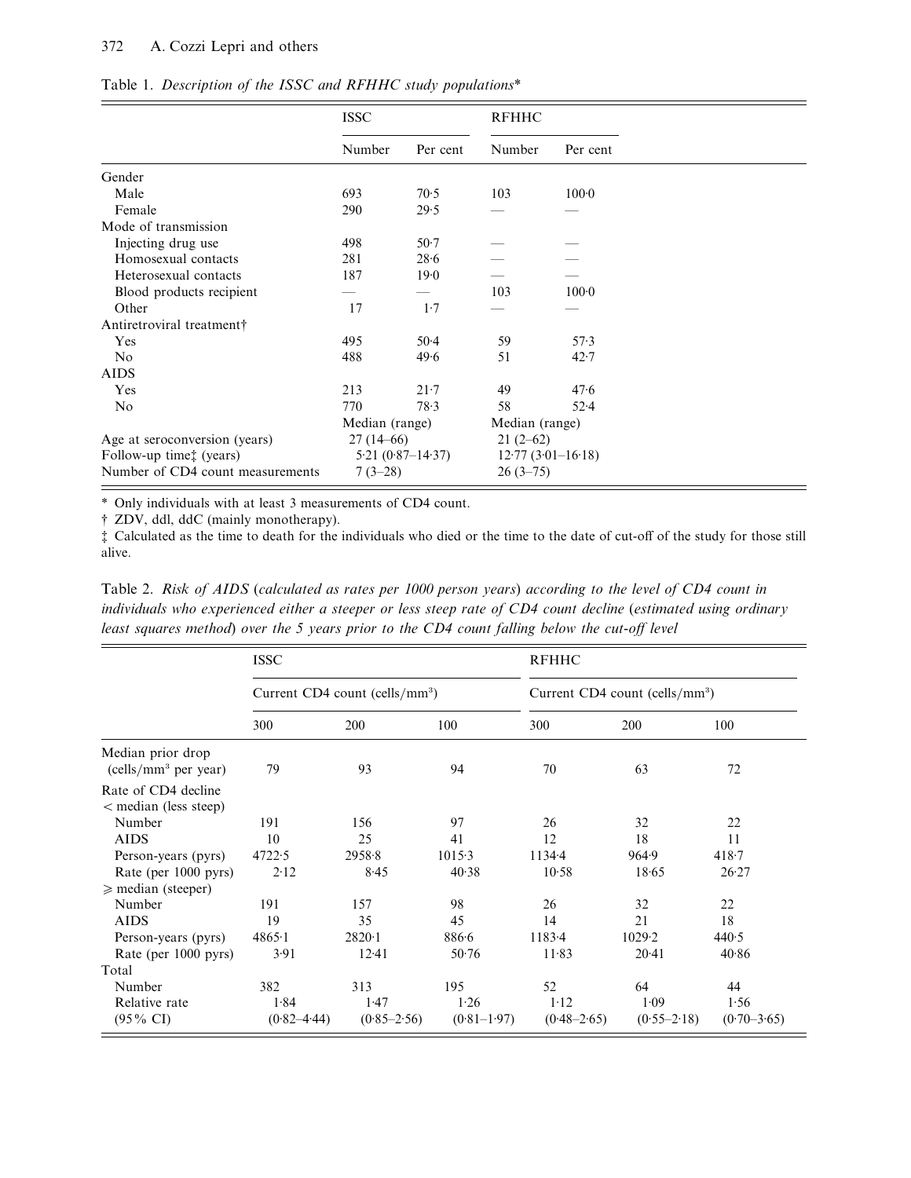Table 1. *Description of the ISSC and RFHHC study populations**

| | ISSC | | RFHHC | |
|---|---|---|---|---|
| | Number | Per cent | Number | Per cent |
| Gender | | | | |
| Male | 693 | 70·5 | 103 | 100·0 |
| Female | 290 | 29·5 | — | — |
| Mode of transmission | | | | |
| Injecting drug use | 498 | 50·7 | — | — |
| Homosexual contacts | 281 | 28·6 | — | — |
| Heterosexual contacts | 187 | 19·0 | — | — |
| Blood products recipient | — | — | 103 | 100·0 |
| Other | 17 | 1·7 | — | — |
| Antiretroviral treatment† | | | | |
| Yes | 495 | 50·4 | 59 | 57·3 |
| No | 488 | 49·6 | 51 | 42·7 |
| AIDS | | | | |
| Yes | 213 | 21·7 | 49 | 47·6 |
| No | 770 | 78·3 | 58 | 52·4 |
| | Median (range) | | Median (range) | |
| Age at seroconversion (years) | 27 (14–66) | | 21 (2–62) | |
| Follow-up time‡ (years) | 5·21 (0·87–14·37) | | 12·77 (3·01–16·18) | |
| Number of CD4 count measurements | 7 (3–28) | | 26 (3–75) | |

\* Only individuals with at least 3 measurements of CD4 count.

† ZDV, ddI, ddC (mainly monotherapy).

‡ Calculated as the time to death for the individuals who died or the time to the date of cut-off of the study for those still alive.

Table 2. *Risk of AIDS (calculated as rates per 1000 person years) according to the level of CD4 count in individuals who experienced either a steeper or less steep rate of CD4 count decline (estimated using ordinary least squares method) over the 5 years prior to the CD4 count falling below the cut-off level*

| | ISSC | | | RFHHC | | |
|---|---|---|---|---|---|---|
| | Current CD4 count (cells/mm$^3$) | | | Current CD4 count (cells/mm$^3$) | | |
| | 300 | 200 | 100 | 300 | 200 | 100 |
| Median prior drop (cells/mm$^3$ per year) | 79 | 93 | 94 | 70 | 63 | 72 |
| Rate of CD4 decline | | | | | | |
| < median (less steep) | | | | | | |
| Number | 191 | 156 | 97 | 26 | 32 | 22 |
| AIDS | 10 | 25 | 41 | 12 | 18 | 11 |
| Person-years (pyrs) | 4722·5 | 2958·8 | 1015·3 | 1134·4 | 964·9 | 418·7 |
| Rate (per 1000 pyrs) | 2·12 | 8·45 | 40·38 | 10·58 | 18·65 | 26·27 |
| ⩾ median (steeper) | | | | | | |
| Number | 191 | 157 | 98 | 26 | 32 | 22 |
| AIDS | 19 | 35 | 45 | 14 | 21 | 18 |
| Person-years (pyrs) | 4865·1 | 2820·1 | 886·6 | 1183·4 | 1029·2 | 440·5 |
| Rate (per 1000 pyrs) | 3·91 | 12·41 | 50·76 | 11·83 | 20·41 | 40·86 |
| Total | | | | | | |
| Number | 382 | 313 | 195 | 52 | 64 | 44 |
| Relative rate | 1·84 | 1·47 | 1·26 | 1·12 | 1·09 | 1·56 |
| (95% CI) | (0·82–4·44) | (0·85–2·56) | (0·81–1·97) | (0·48–2·65) | (0·55–2·18) | (0·70–3·65) |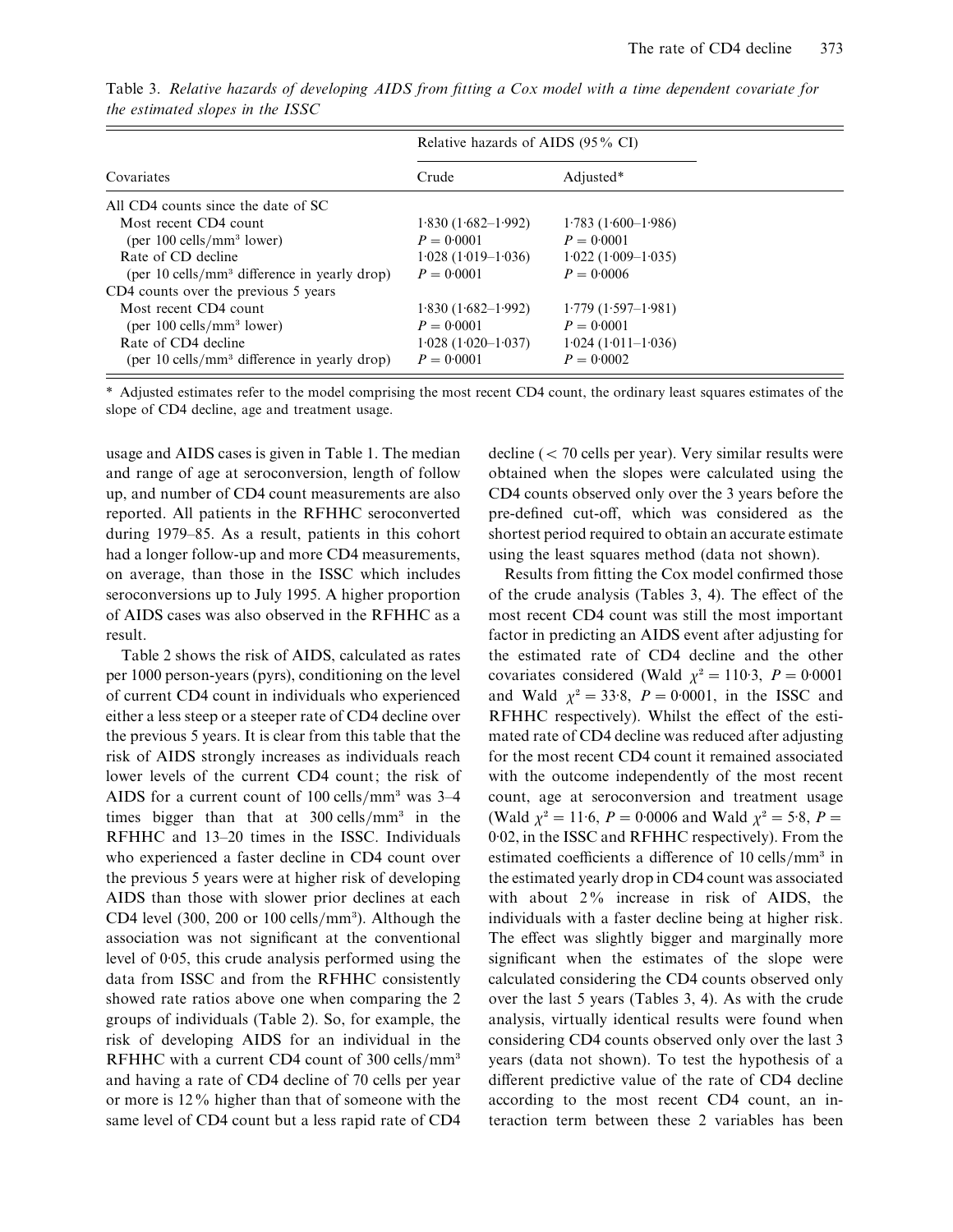Table 3. *Relative hazards of developing AIDS from fitting a Cox model with a time dependent covariate for the estimated slopes in the ISSC*

| Covariates | Relative hazards of AIDS (95% CI) | |
|---|---|---|
| | Crude | Adjusted* |
| All CD4 counts since the date of SC | | |
| Most recent CD4 count | 1·830 (1·682–1·992) | 1·783 (1·600–1·986) |
| (per 100 cells/mm³ lower) | $P = 0·0001$ | $P = 0·0001$ |
| Rate of CD decline | 1·028 (1·019–1·036) | 1·022 (1·009–1·035) |
| (per 10 cells/mm³ difference in yearly drop) | $P = 0·0001$ | $P = 0·0006$ |
| CD4 counts over the previous 5 years | | |
| Most recent CD4 count | 1·830 (1·682–1·992) | 1·779 (1·597–1·981) |
| (per 100 cells/mm³ lower) | $P = 0·0001$ | $P = 0·0001$ |
| Rate of CD4 decline | 1·028 (1·020–1·037) | 1·024 (1·011–1·036) |
| (per 10 cells/mm³ difference in yearly drop) | $P = 0·0001$ | $P = 0·0002$ |

\* Adjusted estimates refer to the model comprising the most recent CD4 count, the ordinary least squares estimates of the slope of CD4 decline, age and treatment usage.

usage and AIDS cases is given in Table 1. The median and range of age at seroconversion, length of follow up, and number of CD4 count measurements are also reported. All patients in the RFHHC seroconverted during 1979–85. As a result, patients in this cohort had a longer follow-up and more CD4 measurements, on average, than those in the ISSC which includes seroconversions up to July 1995. A higher proportion of AIDS cases was also observed in the RFHHC as a result.

Table 2 shows the risk of AIDS, calculated as rates per 1000 person-years (pyrs), conditioning on the level of current CD4 count in individuals who experienced either a less steep or a steeper rate of CD4 decline over the previous 5 years. It is clear from this table that the risk of AIDS strongly increases as individuals reach lower levels of the current CD4 count; the risk of AIDS for a current count of 100 cells/mm³ was 3–4 times bigger than that at 300 cells/mm³ in the RFHHC and 13–20 times in the ISSC. Individuals who experienced a faster decline in CD4 count over the previous 5 years were at higher risk of developing AIDS than those with slower prior declines at each CD4 level (300, 200 or 100 cells/mm³). Although the association was not significant at the conventional level of 0·05, this crude analysis performed using the data from ISSC and from the RFHHC consistently showed rate ratios above one when comparing the 2 groups of individuals (Table 2). So, for example, the risk of developing AIDS for an individual in the RFHHC with a current CD4 count of 300 cells/mm³ and having a rate of CD4 decline of 70 cells per year or more is 12% higher than that of someone with the same level of CD4 count but a less rapid rate of CD4 decline (< 70 cells per year). Very similar results were obtained when the slopes were calculated using the CD4 counts observed only over the 3 years before the pre-defined cut-off, which was considered as the shortest period required to obtain an accurate estimate using the least squares method (data not shown).

Results from fitting the Cox model confirmed those of the crude analysis (Tables 3, 4). The effect of the most recent CD4 count was still the most important factor in predicting an AIDS event after adjusting for the estimated rate of CD4 decline and the other covariates considered (Wald $\chi^2 = 110·3$, $P = 0·0001$ and Wald $\chi^2 = 33·8$, $P = 0·0001$, in the ISSC and RFHHC respectively). Whilst the effect of the estimated rate of CD4 decline was reduced after adjusting for the most recent CD4 count it remained associated with the outcome independently of the most recent count, age at seroconversion and treatment usage (Wald $\chi^2 = 11·6$, $P = 0·0006$ and Wald $\chi^2 = 5·8$, $P = 0·02$, in the ISSC and RFHHC respectively). From the estimated coefficients a difference of 10 cells/mm³ in the estimated yearly drop in CD4 count was associated with about 2% increase in risk of AIDS, the individuals with a faster decline being at higher risk. The effect was slightly bigger and marginally more significant when the estimates of the slope were calculated considering the CD4 counts observed only over the last 5 years (Tables 3, 4). As with the crude analysis, virtually identical results were found when considering CD4 counts observed only over the last 3 years (data not shown). To test the hypothesis of a different predictive value of the rate of CD4 decline according to the most recent CD4 count, an interaction term between these 2 variables has been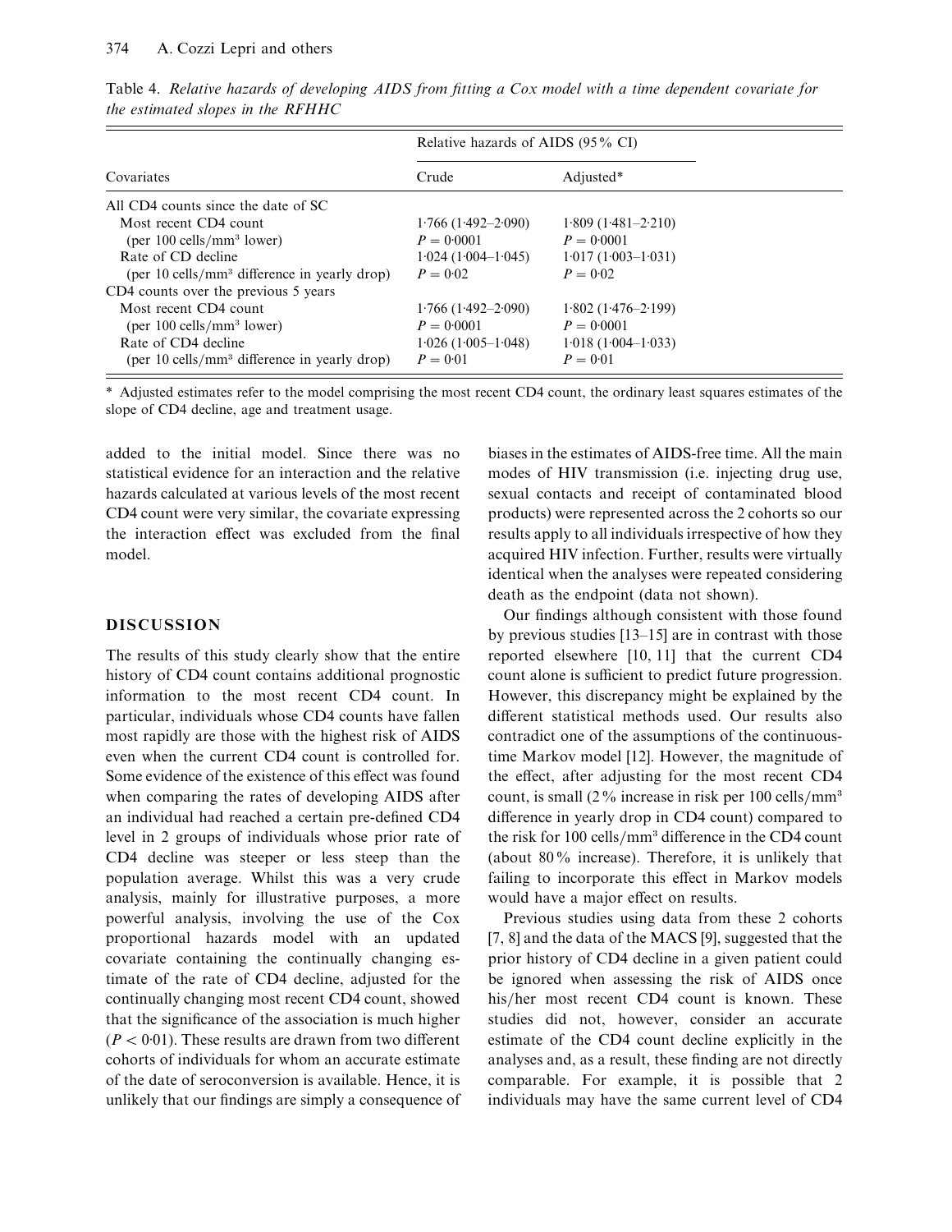Table 4. *Relative hazards of developing AIDS from fitting a Cox model with a time dependent covariate for the estimated slopes in the RFHHC*

| Covariates | Relative hazards of AIDS (95% CI) | |
|---|---|---|
| | Crude | Adjusted* |
| All CD4 counts since the date of SC | | |
| Most recent CD4 count | 1·766 (1·492–2·090) | 1·809 (1·481–2·210) |
| (per 100 cells/mm³ lower) | $P = 0·0001$ | $P = 0·0001$ |
| Rate of CD decline | 1·024 (1·004–1·045) | 1·017 (1·003–1·031) |
| (per 10 cells/mm³ difference in yearly drop) | $P = 0·02$ | $P = 0·02$ |
| CD4 counts over the previous 5 years | | |
| Most recent CD4 count | 1·766 (1·492–2·090) | 1·802 (1·476–2·199) |
| (per 100 cells/mm³ lower) | $P = 0·0001$ | $P = 0·0001$ |
| Rate of CD4 decline | 1·026 (1·005–1·048) | 1·018 (1·004–1·033) |
| (per 10 cells/mm³ difference in yearly drop) | $P = 0·01$ | $P = 0·01$ |

\* Adjusted estimates refer to the model comprising the most recent CD4 count, the ordinary least squares estimates of the slope of CD4 decline, age and treatment usage.

added to the initial model. Since there was no statistical evidence for an interaction and the relative hazards calculated at various levels of the most recent CD4 count were very similar, the covariate expressing the interaction effect was excluded from the final model.

## DISCUSSION

The results of this study clearly show that the entire history of CD4 count contains additional prognostic information to the most recent CD4 count. In particular, individuals whose CD4 counts have fallen most rapidly are those with the highest risk of AIDS even when the current CD4 count is controlled for. Some evidence of the existence of this effect was found when comparing the rates of developing AIDS after an individual had reached a certain pre-defined CD4 level in 2 groups of individuals whose prior rate of CD4 decline was steeper or less steep than the population average. Whilst this was a very crude analysis, mainly for illustrative purposes, a more powerful analysis, involving the use of the Cox proportional hazards model with an updated covariate containing the continually changing estimate of the rate of CD4 decline, adjusted for the continually changing most recent CD4 count, showed that the significance of the association is much higher ($P < 0·01$). These results are drawn from two different cohorts of individuals for whom an accurate estimate of the date of seroconversion is available. Hence, it is unlikely that our findings are simply a consequence of biases in the estimates of AIDS-free time. All the main modes of HIV transmission (i.e. injecting drug use, sexual contacts and receipt of contaminated blood products) were represented across the 2 cohorts so our results apply to all individuals irrespective of how they acquired HIV infection. Further, results were virtually identical when the analyses were repeated considering death as the endpoint (data not shown).

Our findings although consistent with those found by previous studies [13–15] are in contrast with those reported elsewhere [10, 11] that the current CD4 count alone is sufficient to predict future progression. However, this discrepancy might be explained by the different statistical methods used. Our results also contradict one of the assumptions of the continuous-time Markov model [12]. However, the magnitude of the effect, after adjusting for the most recent CD4 count, is small (2% increase in risk per 100 cells/mm³ difference in yearly drop in CD4 count) compared to the risk for 100 cells/mm³ difference in the CD4 count (about 80% increase). Therefore, it is unlikely that failing to incorporate this effect in Markov models would have a major effect on results.

Previous studies using data from these 2 cohorts [7, 8] and the data of the MACS [9], suggested that the prior history of CD4 decline in a given patient could be ignored when assessing the risk of AIDS once his/her most recent CD4 count is known. These studies did not, however, consider an accurate estimate of the CD4 count decline explicitly in the analyses and, as a result, these finding are not directly comparable. For example, it is possible that 2 individuals may have the same current level of CD4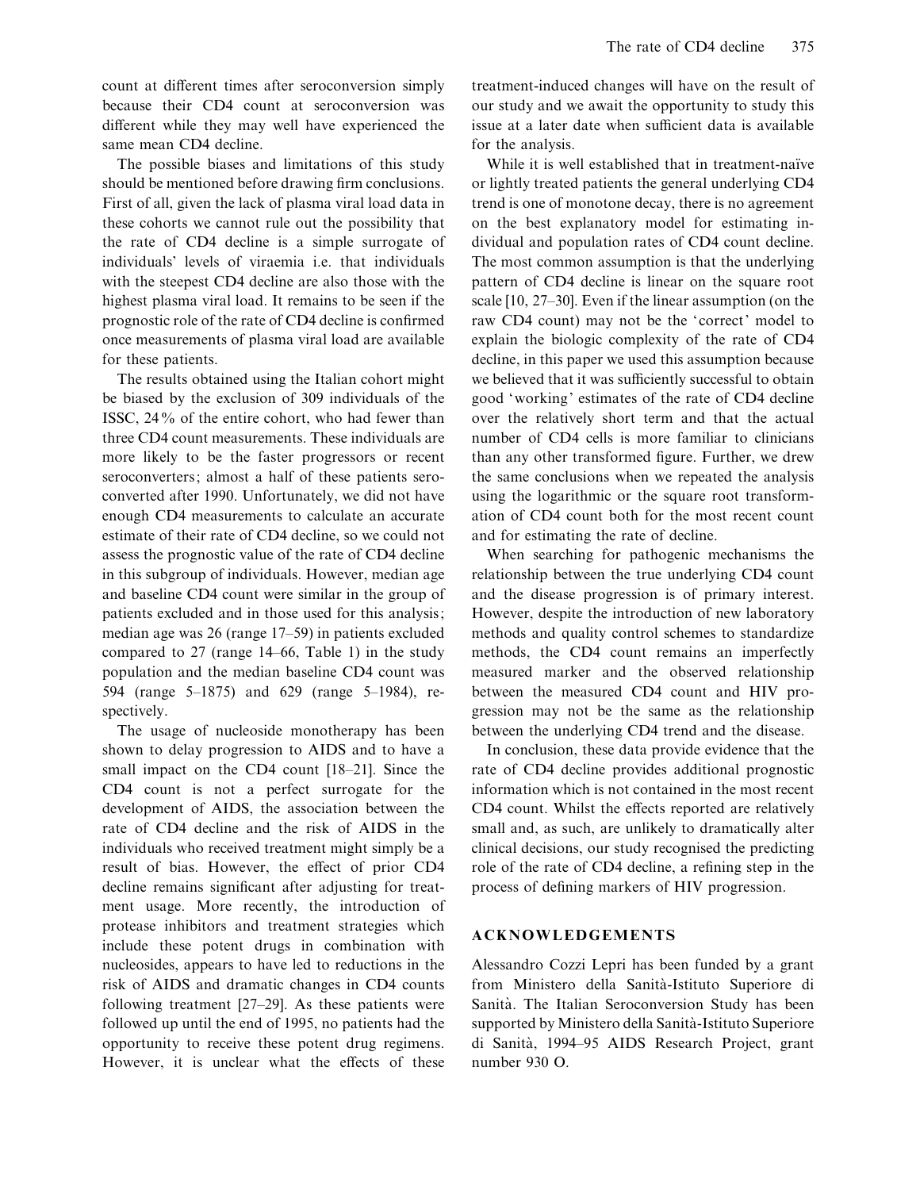count at different times after seroconversion simply because their CD4 count at seroconversion was different while they may well have experienced the same mean CD4 decline.

The possible biases and limitations of this study should be mentioned before drawing firm conclusions. First of all, given the lack of plasma viral load data in these cohorts we cannot rule out the possibility that the rate of CD4 decline is a simple surrogate of individuals' levels of viraemia i.e. that individuals with the steepest CD4 decline are also those with the highest plasma viral load. It remains to be seen if the prognostic role of the rate of CD4 decline is confirmed once measurements of plasma viral load are available for these patients.

The results obtained using the Italian cohort might be biased by the exclusion of 309 individuals of the ISSC, 24% of the entire cohort, who had fewer than three CD4 count measurements. These individuals are more likely to be the faster progressors or recent seroconverters; almost a half of these patients seroconverted after 1990. Unfortunately, we did not have enough CD4 measurements to calculate an accurate estimate of their rate of CD4 decline, so we could not assess the prognostic value of the rate of CD4 decline in this subgroup of individuals. However, median age and baseline CD4 count were similar in the group of patients excluded and in those used for this analysis; median age was 26 (range 17–59) in patients excluded compared to 27 (range 14–66, Table 1) in the study population and the median baseline CD4 count was 594 (range 5–1875) and 629 (range 5–1984), respectively.

The usage of nucleoside monotherapy has been shown to delay progression to AIDS and to have a small impact on the CD4 count [18–21]. Since the CD4 count is not a perfect surrogate for the development of AIDS, the association between the rate of CD4 decline and the risk of AIDS in the individuals who received treatment might simply be a result of bias. However, the effect of prior CD4 decline remains significant after adjusting for treatment usage. More recently, the introduction of protease inhibitors and treatment strategies which include these potent drugs in combination with nucleosides, appears to have led to reductions in the risk of AIDS and dramatic changes in CD4 counts following treatment [27–29]. As these patients were followed up until the end of 1995, no patients had the opportunity to receive these potent drug regimens. However, it is unclear what the effects of these treatment-induced changes will have on the result of our study and we await the opportunity to study this issue at a later date when sufficient data is available for the analysis.

While it is well established that in treatment-naïve or lightly treated patients the general underlying CD4 trend is one of monotone decay, there is no agreement on the best explanatory model for estimating individual and population rates of CD4 count decline. The most common assumption is that the underlying pattern of CD4 decline is linear on the square root scale [10, 27–30]. Even if the linear assumption (on the raw CD4 count) may not be the 'correct' model to explain the biologic complexity of the rate of CD4 decline, in this paper we used this assumption because we believed that it was sufficiently successful to obtain good 'working' estimates of the rate of CD4 decline over the relatively short term and that the actual number of CD4 cells is more familiar to clinicians than any other transformed figure. Further, we drew the same conclusions when we repeated the analysis using the logarithmic or the square root transformation of CD4 count both for the most recent count and for estimating the rate of decline.

When searching for pathogenic mechanisms the relationship between the true underlying CD4 count and the disease progression is of primary interest. However, despite the introduction of new laboratory methods and quality control schemes to standardize methods, the CD4 count remains an imperfectly measured marker and the observed relationship between the measured CD4 count and HIV progression may not be the same as the relationship between the underlying CD4 trend and the disease.

In conclusion, these data provide evidence that the rate of CD4 decline provides additional prognostic information which is not contained in the most recent CD4 count. Whilst the effects reported are relatively small and, as such, are unlikely to dramatically alter clinical decisions, our study recognised the predicting role of the rate of CD4 decline, a refining step in the process of defining markers of HIV progression.

## ACKNOWLEDGEMENTS

Alessandro Cozzi Lepri has been funded by a grant from Ministero della Sanità-Istituto Superiore di Sanità. The Italian Seroconversion Study has been supported by Ministero della Sanità-Istituto Superiore di Sanità, 1994–95 AIDS Research Project, grant number 930 O.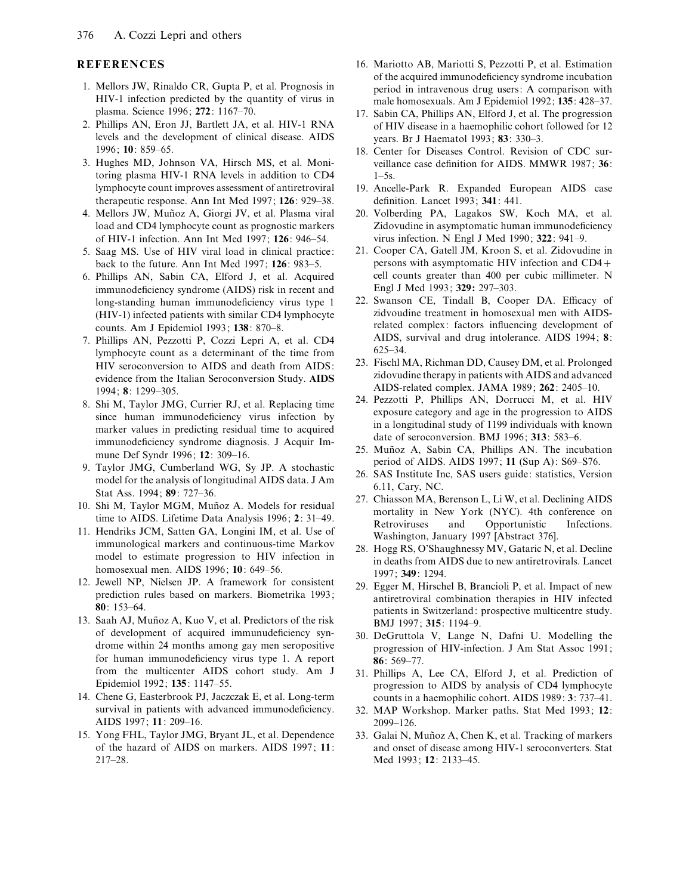## REFERENCES

1. Mellors JW, Rinaldo CR, Gupta P, et al. Prognosis in HIV-1 infection predicted by the quantity of virus in plasma. Science 1996; **272**: 1167–70.
2. Phillips AN, Eron JJ, Bartlett JA, et al. HIV-1 RNA levels and the development of clinical disease. AIDS 1996; **10**: 859–65.
3. Hughes MD, Johnson VA, Hirsch MS, et al. Monitoring plasma HIV-1 RNA levels in addition to CD4 lymphocyte count improves assessment of antiretroviral therapeutic response. Ann Int Med 1997; **126**: 929–38.
4. Mellors JW, Muñoz A, Giorgi JV, et al. Plasma viral load and CD4 lymphocyte count as prognostic markers of HIV-1 infection. Ann Int Med 1997; **126**: 946–54.
5. Saag MS. Use of HIV viral load in clinical practice: back to the future. Ann Int Med 1997; **126**: 983–5.
6. Phillips AN, Sabin CA, Elford J, et al. Acquired immunodeficiency syndrome (AIDS) risk in recent and long-standing human immunodeficiency virus type 1 (HIV-1) infected patients with similar CD4 lymphocyte counts. Am J Epidemiol 1993; **138**: 870–8.
7. Phillips AN, Pezzotti P, Cozzi Lepri A, et al. CD4 lymphocyte count as a determinant of the time from HIV seroconversion to AIDS and death from AIDS: evidence from the Italian Seroconversion Study. **AIDS** 1994; **8**: 1299–305.
8. Shi M, Taylor JMG, Currier RJ, et al. Replacing time since human immunodeficiency virus infection by marker values in predicting residual time to acquired immunodeficiency syndrome diagnosis. J Acquir Immune Def Syndr 1996; **12**: 309–16.
9. Taylor JMG, Cumberland WG, Sy JP. A stochastic model for the analysis of longitudinal AIDS data. J Am Stat Ass. 1994; **89**: 727–36.
10. Shi M, Taylor MGM, Muñoz A. Models for residual time to AIDS. Lifetime Data Analysis 1996; **2**: 31–49.
11. Hendriks JCM, Satten GA, Longini IM, et al. Use of immunological markers and continuous-time Markov model to estimate progression to HIV infection in homosexual men. AIDS 1996; **10**: 649–56.
12. Jewell NP, Nielsen JP. A framework for consistent prediction rules based on markers. Biometrika 1993; **80**: 153–64.
13. Saah AJ, Muñoz A, Kuo V, et al. Predictors of the risk of development of acquired immunudeficiency syndrome within 24 months among gay men seropositive for human immunodeficiency virus type 1. A report from the multicenter AIDS cohort study. Am J Epidemiol 1992; **135**: 1147–55.
14. Chene G, Easterbrook PJ, Jaczczak E, et al. Long-term survival in patients with advanced immunodeficiency. AIDS 1997; **11**: 209–16.
15. Yong FHL, Taylor JMG, Bryant JL, et al. Dependence of the hazard of AIDS on markers. AIDS 1997; **11**: 217–28.
16. Mariotto AB, Mariotti S, Pezzotti P, et al. Estimation of the acquired immunodeficiency syndrome incubation period in intravenous drug users: A comparison with male homosexuals. Am J Epidemiol 1992; **135**: 428–37.
17. Sabin CA, Phillips AN, Elford J, et al. The progression of HIV disease in a haemophilic cohort followed for 12 years. Br J Haematol 1993; **83**: 330–3.
18. Center for Diseases Control. Revision of CDC surveillance case definition for AIDS. MMWR 1987; **36**: 1–5s.
19. Ancelle-Park R. Expanded European AIDS case definition. Lancet 1993; **341**: 441.
20. Volberding PA, Lagakos SW, Koch MA, et al. Zidovudine in asymptomatic human immunodeficiency virus infection. N Engl J Med 1990; **322**: 941–9.
21. Cooper CA, Gatell JM, Kroon S, et al. Zidovudine in persons with asymptomatic HIV infection and CD4+ cell counts greater than 400 per cubic millimeter. N Engl J Med 1993; **329:** 297–303.
22. Swanson CE, Tindall B, Cooper DA. Efficacy of zidvoudine treatment in homosexual men with AIDS-related complex: factors influencing development of AIDS, survival and drug intolerance. AIDS 1994; **8**: 625–34.
23. Fischl MA, Richman DD, Causey DM, et al. Prolonged zidovudine therapy in patients with AIDS and advanced AIDS-related complex. JAMA 1989; **262**: 2405–10.
24. Pezzotti P, Phillips AN, Dorrucci M, et al. HIV exposure category and age in the progression to AIDS in a longitudinal study of 1199 individuals with known date of seroconversion. BMJ 1996; **313**: 583–6.
25. Muñoz A, Sabin CA, Phillips AN. The incubation period of AIDS. AIDS 1997; **11** (Sup A): S69–S76.
26. SAS Institute Inc, SAS users guide: statistics, Version 6.11, Cary, NC.
27. Chiasson MA, Berenson L, Li W, et al. Declining AIDS mortality in New York (NYC). 4th conference on Retroviruses and Opportunistic Infections. Washington, January 1997 [Abstract 376].
28. Hogg RS, O'Shaughnessy MV, Gataric N, et al. Decline in deaths from AIDS due to new antiretrovirals. Lancet 1997; **349**: 1294.
29. Egger M, Hirschel B, Brancioli P, et al. Impact of new antiretroviral combination therapies in HIV infected patients in Switzerland: prospective multicentre study. BMJ 1997; **315**: 1194–9.
30. DeGruttola V, Lange N, Dafni U. Modelling the progression of HIV-infection. J Am Stat Assoc 1991; **86**: 569–77.
31. Phillips A, Lee CA, Elford J, et al. Prediction of progression to AIDS by analysis of CD4 lymphocyte counts in a haemophilic cohort. AIDS 1989: **3**: 737–41.
32. MAP Workshop. Marker paths. Stat Med 1993; **12**: 2099–126.
33. Galai N, Muñoz A, Chen K, et al. Tracking of markers and onset of disease among HIV-1 seroconverters. Stat Med 1993; **12**: 2133–45.